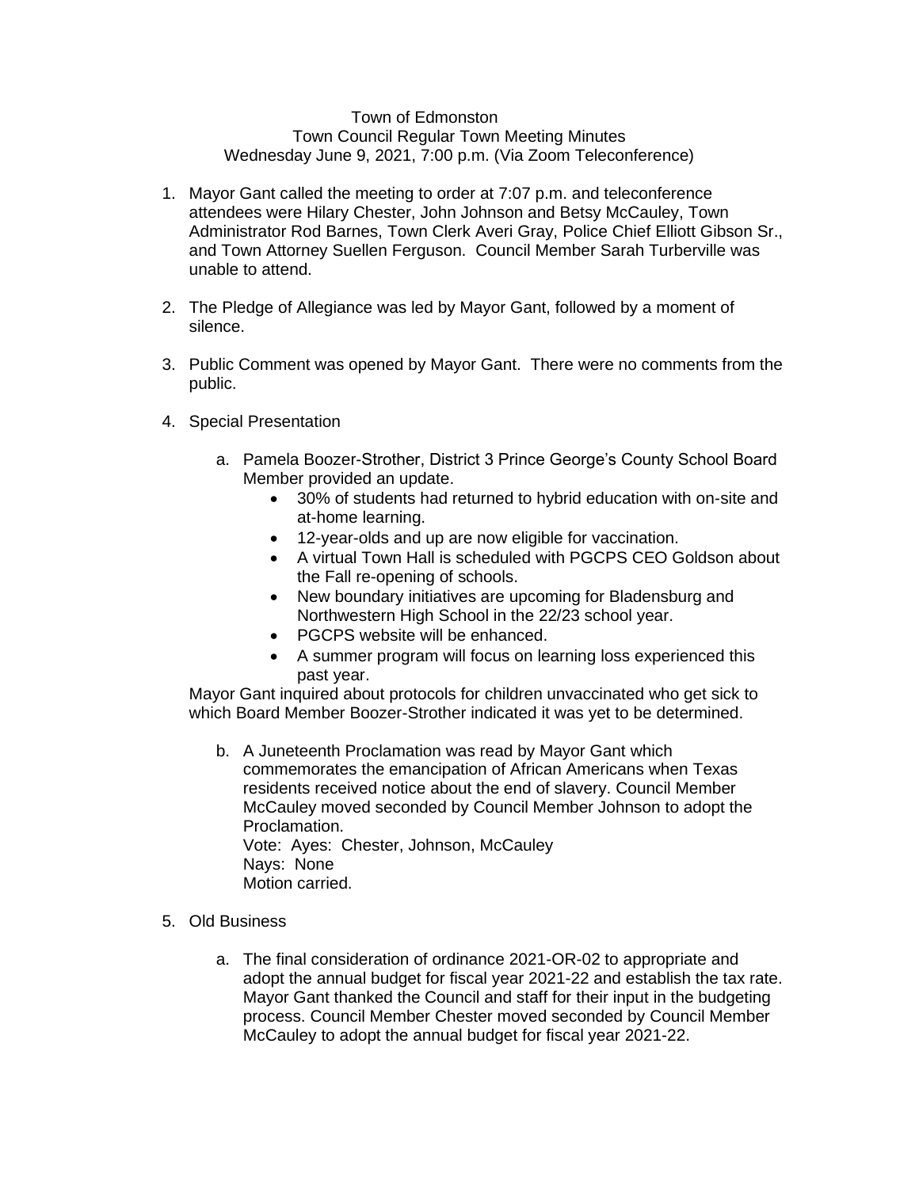Town of Edmonston
Town Council Regular Town Meeting Minutes
Wednesday June 9, 2021, 7:00 p.m. (Via Zoom Teleconference)

1. Mayor Gant called the meeting to order at 7:07 p.m. and teleconference attendees were Hilary Chester, John Johnson and Betsy McCauley, Town Administrator Rod Barnes, Town Clerk Averi Gray, Police Chief Elliott Gibson Sr., and Town Attorney Suellen Ferguson. Council Member Sarah Turberville was unable to attend.

2. The Pledge of Allegiance was led by Mayor Gant, followed by a moment of silence.

3. Public Comment was opened by Mayor Gant. There were no comments from the public.

4. Special Presentation

   a. Pamela Boozer-Strother, District 3 Prince George's County School Board Member provided an update.
      - 30% of students had returned to hybrid education with on-site and at-home learning.
      - 12-year-olds and up are now eligible for vaccination.
      - A virtual Town Hall is scheduled with PGCPS CEO Goldson about the Fall re-opening of schools.
      - New boundary initiatives are upcoming for Bladensburg and Northwestern High School in the 22/23 school year.
      - PGCPS website will be enhanced.
      - A summer program will focus on learning loss experienced this past year.

   Mayor Gant inquired about protocols for children unvaccinated who get sick to which Board Member Boozer-Strother indicated it was yet to be determined.

   b. A Juneteenth Proclamation was read by Mayor Gant which commemorates the emancipation of African Americans when Texas residents received notice about the end of slavery. Council Member McCauley moved seconded by Council Member Johnson to adopt the Proclamation.
      Vote: Ayes: Chester, Johnson, McCauley
      Nays: None
      Motion carried.

5. Old Business

   a. The final consideration of ordinance 2021-OR-02 to appropriate and adopt the annual budget for fiscal year 2021-22 and establish the tax rate. Mayor Gant thanked the Council and staff for their input in the budgeting process. Council Member Chester moved seconded by Council Member McCauley to adopt the annual budget for fiscal year 2021-22.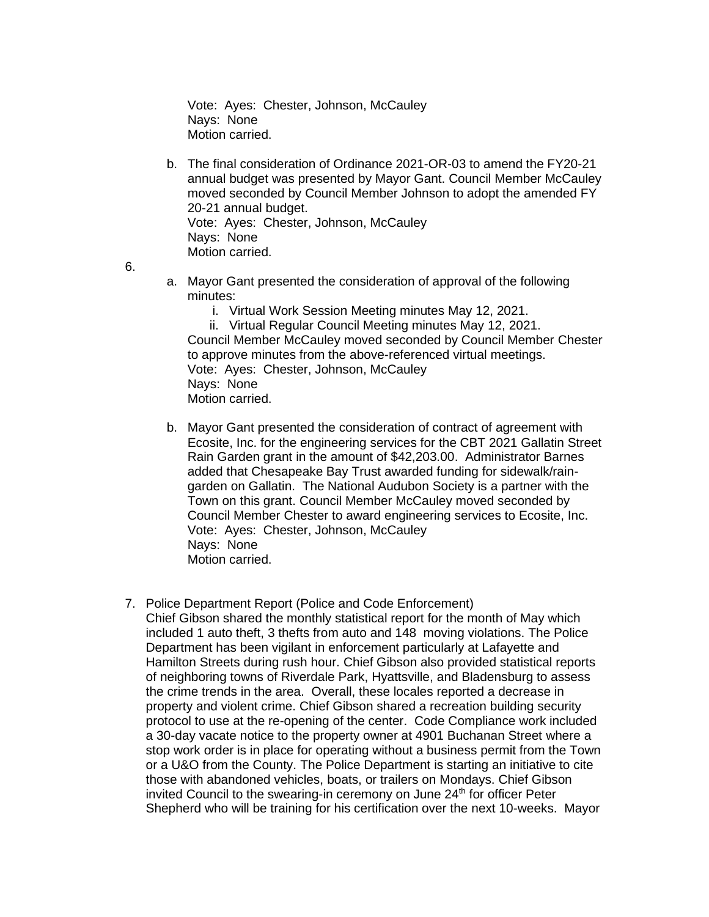Vote: Ayes: Chester, Johnson, McCauley
Nays: None
Motion carried.

b. The final consideration of Ordinance 2021-OR-03 to amend the FY20-21 annual budget was presented by Mayor Gant. Council Member McCauley moved seconded by Council Member Johnson to adopt the amended FY 20-21 annual budget.
Vote: Ayes: Chester, Johnson, McCauley
Nays: None
Motion carried.

6.

a. Mayor Gant presented the consideration of approval of the following minutes:
   i. Virtual Work Session Meeting minutes May 12, 2021.
   ii. Virtual Regular Council Meeting minutes May 12, 2021.

Council Member McCauley moved seconded by Council Member Chester to approve minutes from the above-referenced virtual meetings.
Vote: Ayes: Chester, Johnson, McCauley
Nays: None
Motion carried.

b. Mayor Gant presented the consideration of contract of agreement with Ecosite, Inc. for the engineering services for the CBT 2021 Gallatin Street Rain Garden grant in the amount of $42,203.00. Administrator Barnes added that Chesapeake Bay Trust awarded funding for sidewalk/rain-garden on Gallatin. The National Audubon Society is a partner with the Town on this grant. Council Member McCauley moved seconded by Council Member Chester to award engineering services to Ecosite, Inc.
Vote: Ayes: Chester, Johnson, McCauley
Nays: None
Motion carried.

7. Police Department Report (Police and Code Enforcement)
Chief Gibson shared the monthly statistical report for the month of May which included 1 auto theft, 3 thefts from auto and 148 moving violations. The Police Department has been vigilant in enforcement particularly at Lafayette and Hamilton Streets during rush hour. Chief Gibson also provided statistical reports of neighboring towns of Riverdale Park, Hyattsville, and Bladensburg to assess the crime trends in the area. Overall, these locales reported a decrease in property and violent crime. Chief Gibson shared a recreation building security protocol to use at the re-opening of the center. Code Compliance work included a 30-day vacate notice to the property owner at 4901 Buchanan Street where a stop work order is in place for operating without a business permit from the Town or a U&O from the County. The Police Department is starting an initiative to cite those with abandoned vehicles, boats, or trailers on Mondays. Chief Gibson invited Council to the swearing-in ceremony on June 24th for officer Peter Shepherd who will be training for his certification over the next 10-weeks. Mayor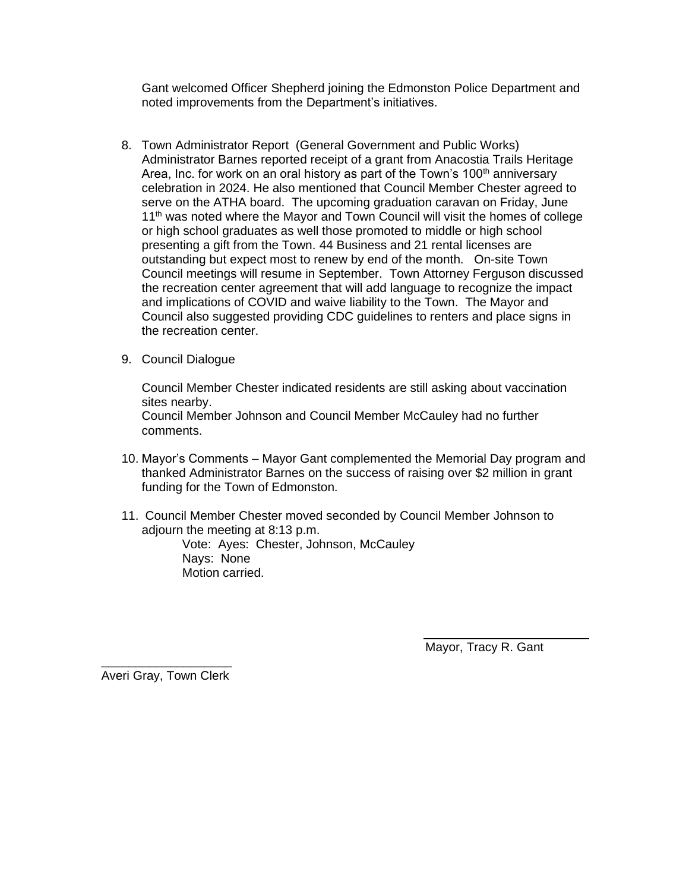Gant welcomed Officer Shepherd joining the Edmonston Police Department and noted improvements from the Department's initiatives.

8. Town Administrator Report (General Government and Public Works) Administrator Barnes reported receipt of a grant from Anacostia Trails Heritage Area, Inc. for work on an oral history as part of the Town's 100th anniversary celebration in 2024. He also mentioned that Council Member Chester agreed to serve on the ATHA board. The upcoming graduation caravan on Friday, June 11th was noted where the Mayor and Town Council will visit the homes of college or high school graduates as well those promoted to middle or high school presenting a gift from the Town. 44 Business and 21 rental licenses are outstanding but expect most to renew by end of the month. On-site Town Council meetings will resume in September. Town Attorney Ferguson discussed the recreation center agreement that will add language to recognize the impact and implications of COVID and waive liability to the Town. The Mayor and Council also suggested providing CDC guidelines to renters and place signs in the recreation center.

9. Council Dialogue

   Council Member Chester indicated residents are still asking about vaccination sites nearby.
   Council Member Johnson and Council Member McCauley had no further comments.

10. Mayor's Comments – Mayor Gant complemented the Memorial Day program and thanked Administrator Barnes on the success of raising over $2 million in grant funding for the Town of Edmonston.

11. Council Member Chester moved seconded by Council Member Johnson to adjourn the meeting at 8:13 p.m.

    Vote: Ayes: Chester, Johnson, McCauley
    Nays: None
    Motion carried.

\_\_\_\_\_\_\_\_\_\_\_\_\_\_\_\_\_\_\_\_\_\_\_\_
Mayor, Tracy R. Gant

\_\_\_\_\_\_\_\_\_\_\_\_\_\_\_\_\_\_\_\_\_\_\_\_
Averi Gray, Town Clerk